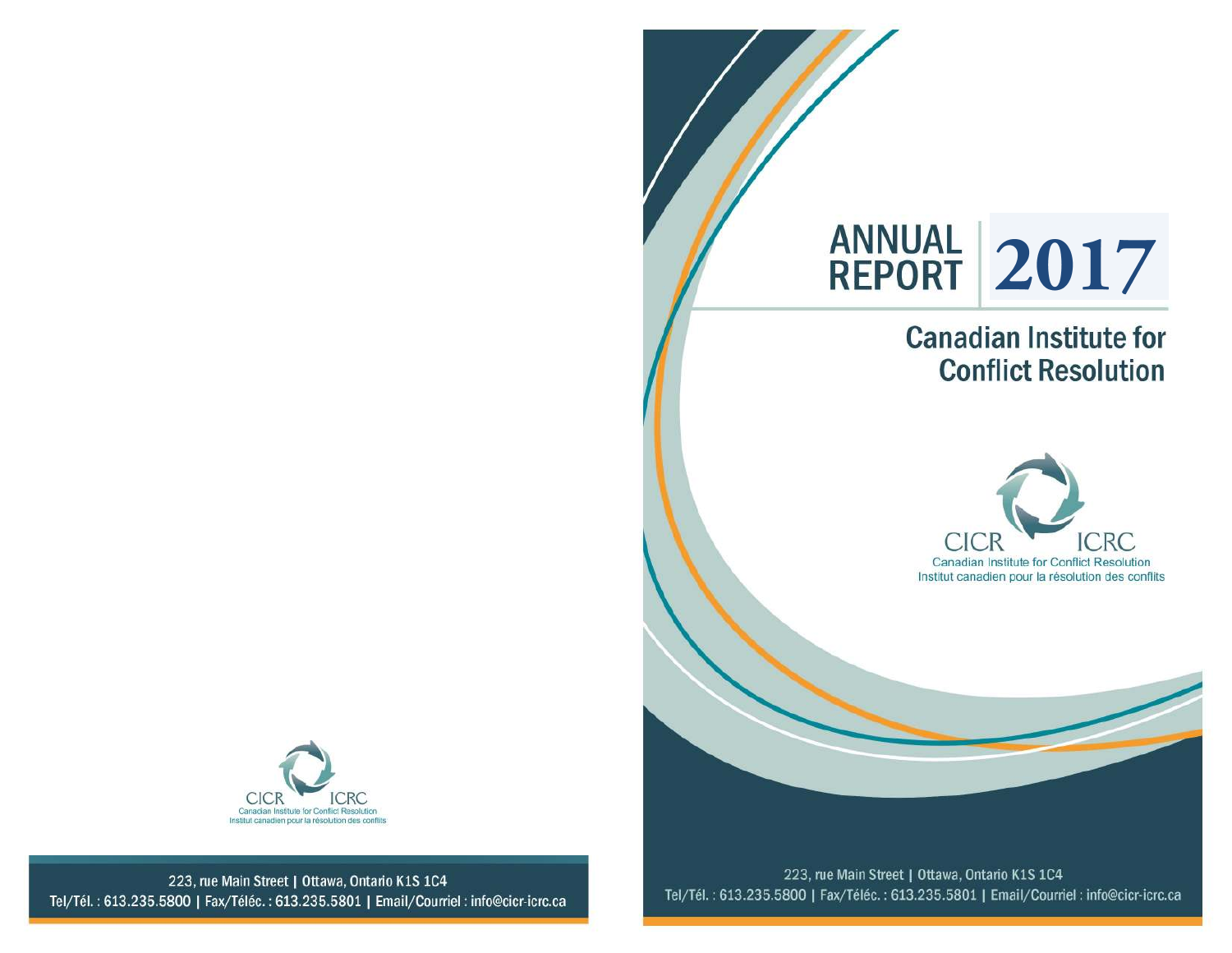# ANNUAL REPORT 2017

## Canadian Institute for Conflict Resolution

CICR ICRC
Canadian Institute for Conflict Resolution
Institut canadien pour la résolution des conflits

223, rue Main Street | Ottawa, Ontario K1S 1C4
Tel/Tél. : 613.235.5800 | Fax/Téléc. : 613.235.5801 | Email/Courriel : info@cicr-icrc.ca

CICR ICRC
Canadian Institute for Conflict Resolution
Institut canadien pour la résolution des conflits

223, rue Main Street | Ottawa, Ontario K1S 1C4
Tel/Tél. : 613.235.5800 | Fax/Téléc. : 613.235.5801 | Email/Courriel : info@cicr-icrc.ca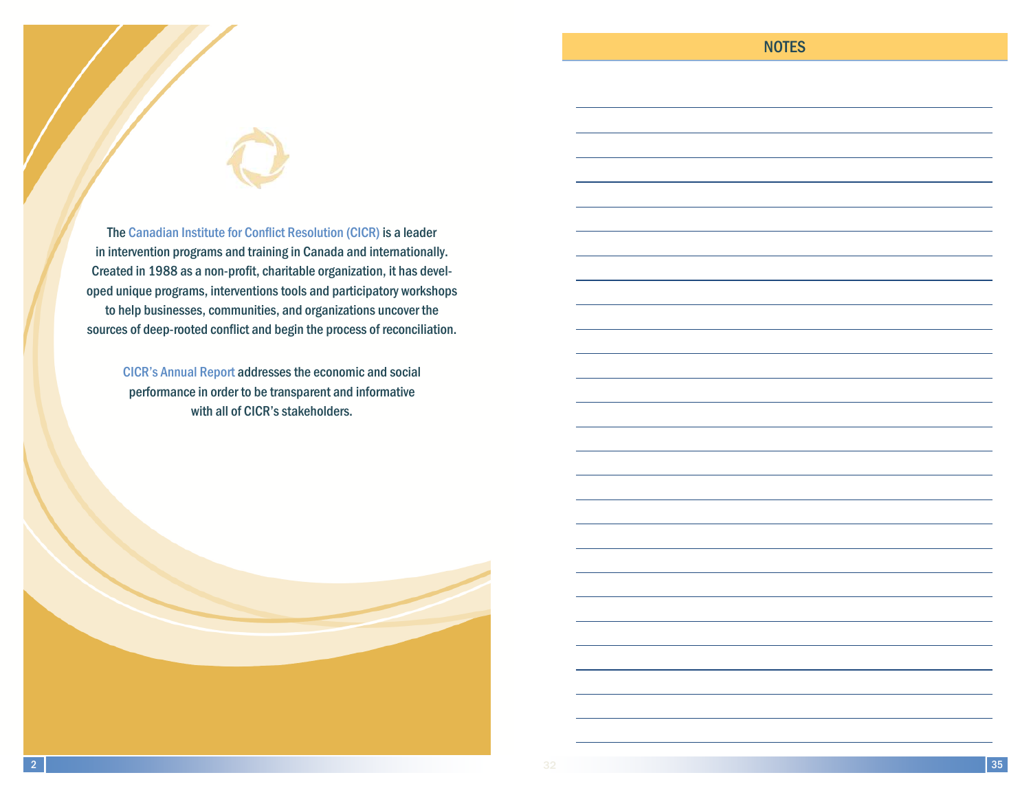The Canadian Institute for Conflict Resolution (CICR) is a leader in intervention programs and training in Canada and internationally. Created in 1988 as a non-profit, charitable organization, it has developed unique programs, interventions tools and participatory workshops to help businesses, communities, and organizations uncover the sources of deep-rooted conflict and begin the process of reconciliation.

CICR's Annual Report addresses the economic and social performance in order to be transparent and informative with all of CICR's stakeholders.

## NOTES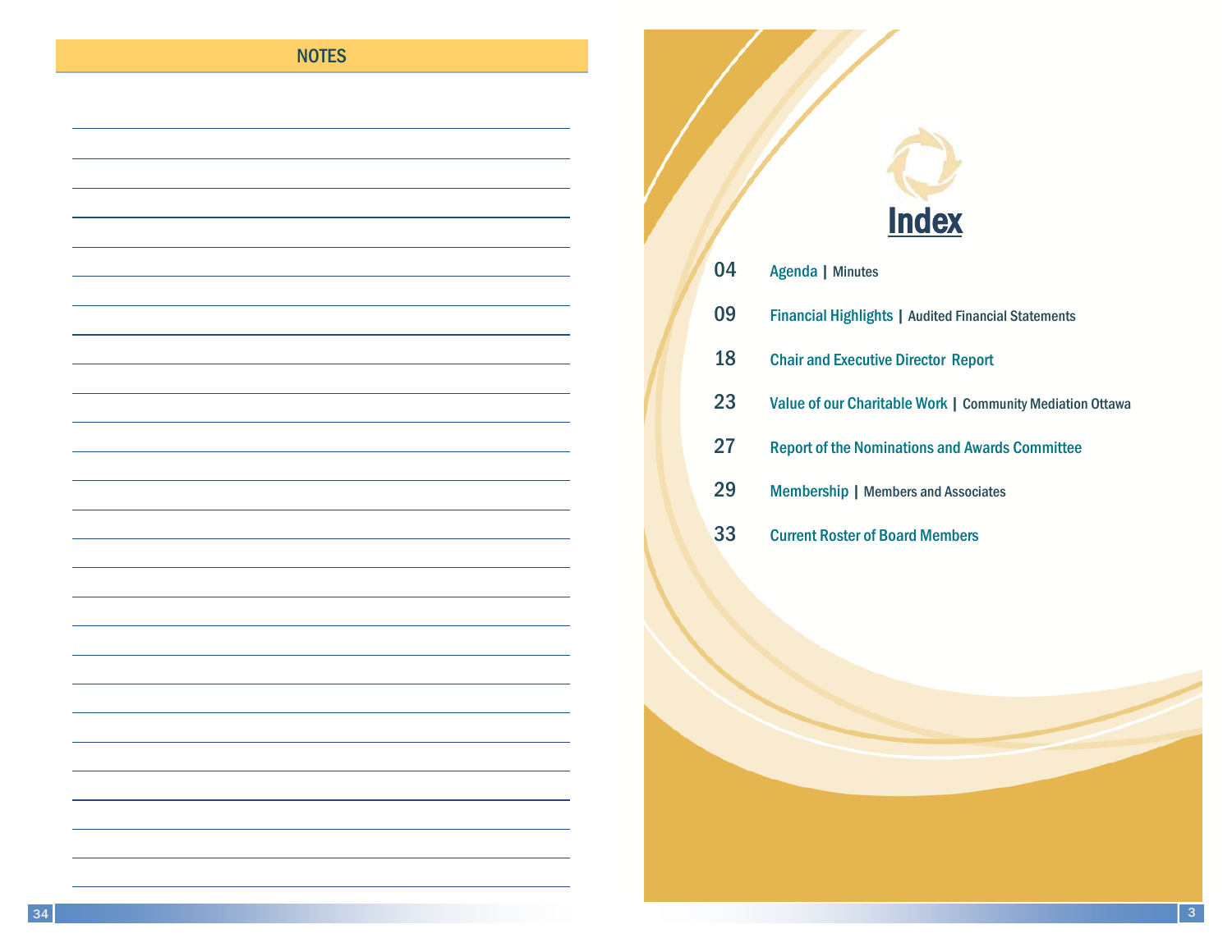## NOTES

# Index

| | |
|---|---|
| 04 | Agenda \| Minutes |
| 09 | Financial Highlights \| Audited Financial Statements |
| 18 | Chair and Executive Director Report |
| 23 | Value of our Charitable Work \| Community Mediation Ottawa |
| 27 | Report of the Nominations and Awards Committee |
| 29 | Membership \| Members and Associates |
| 33 | Current Roster of Board Members |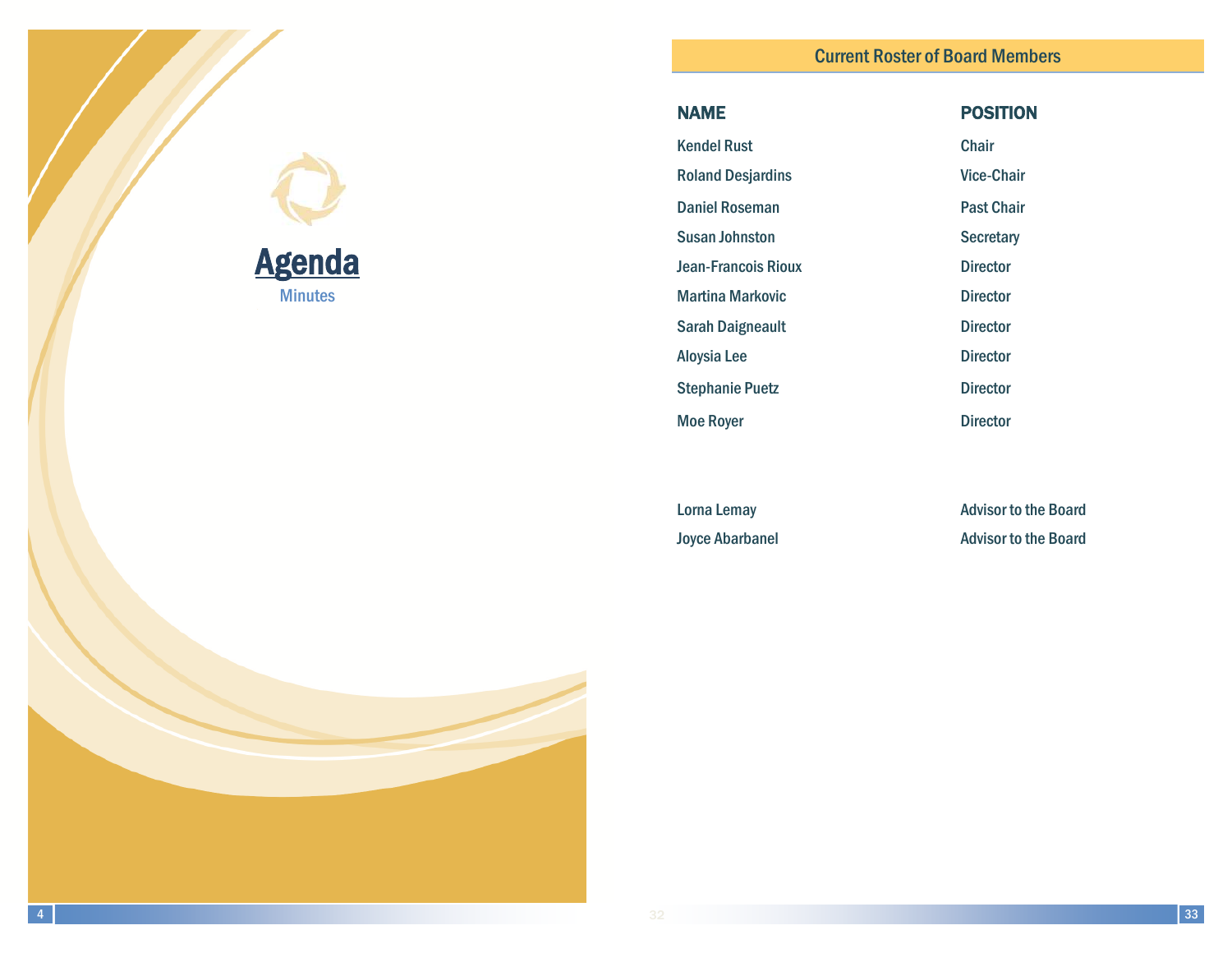# Agenda

Minutes

## Current Roster of Board Members

| NAME | POSITION |
|---|---|
| Kendel Rust | Chair |
| Roland Desjardins | Vice-Chair |
| Daniel Roseman | Past Chair |
| Susan Johnston | Secretary |
| Jean-Francois Rioux | Director |
| Martina Markovic | Director |
| Sarah Daigneault | Director |
| Aloysia Lee | Director |
| Stephanie Puetz | Director |
| Moe Royer | Director |
| | |
| Lorna Lemay | Advisor to the Board |
| Joyce Abarbanel | Advisor to the Board |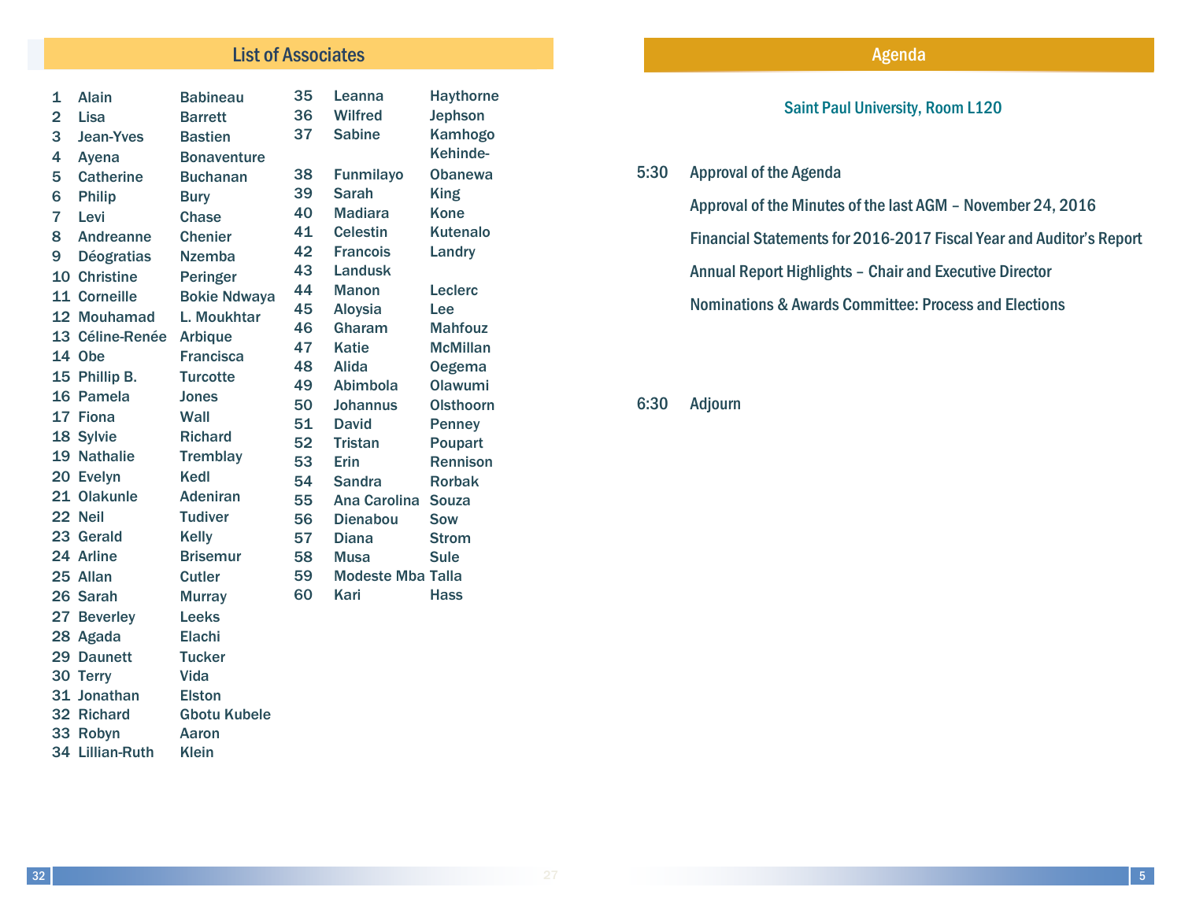## List of Associates

| # | First Name | Last Name |
|---|---|---|
| 1 | Alain | Babineau |
| 2 | Lisa | Barrett |
| 3 | Jean-Yves | Bastien |
| 4 | Ayena | Bonaventure |
| 5 | Catherine | Buchanan |
| 6 | Philip | Bury |
| 7 | Levi | Chase |
| 8 | Andreanne | Chenier |
| 9 | Déogratias | Nzemba |
| 10 | Christine | Peringer |
| 11 | Corneille | Bokie Ndwaya |
| 12 | Mouhamad | L. Moukhtar |
| 13 | Céline-Renée | Arbique |
| 14 | Obe | Francisca |
| 15 | Phillip B. | Turcotte |
| 16 | Pamela | Jones |
| 17 | Fiona | Wall |
| 18 | Sylvie | Richard |
| 19 | Nathalie | Tremblay |
| 20 | Evelyn | Kedl |
| 21 | Olakunle | Adeniran |
| 22 | Neil | Tudiver |
| 23 | Gerald | Kelly |
| 24 | Arline | Brisemur |
| 25 | Allan | Cutler |
| 26 | Sarah | Murray |
| 27 | Beverley | Leeks |
| 28 | Agada | Elachi |
| 29 | Daunett | Tucker |
| 30 | Terry | Vida |
| 31 | Jonathan | Elston |
| 32 | Richard | Gbotu Kubele |
| 33 | Robyn | Aaron |
| 34 | Lillian-Ruth | Klein |
| 35 | Leanna | Haythorne |
| 36 | Wilfred | Jephson |
| 37 | Sabine | Kamhogo |
| 38 | Funmilayo | Kehinde-Obanewa |
| 39 | Sarah | King |
| 40 | Madiara | Kone |
| 41 | Celestin | Kutenalo |
| 42 | Francois | Landry |
| 43 | Landusk | |
| 44 | Manon | Leclerc |
| 45 | Aloysia | Lee |
| 46 | Gharam | Mahfouz |
| 47 | Katie | McMillan |
| 48 | Alida | Oegema |
| 49 | Abimbola | Olawumi |
| 50 | Johannus | Olsthoorn |
| 51 | David | Penney |
| 52 | Tristan | Poupart |
| 53 | Erin | Rennison |
| 54 | Sandra | Rorbak |
| 55 | Ana Carolina | Souza |
| 56 | Dienabou | Sow |
| 57 | Diana | Strom |
| 58 | Musa | Sule |
| 59 | Modeste Mba | Talla |
| 60 | Kari | Hass |

## Agenda

Saint Paul University, Room L120

5:30 Approval of the Agenda

Approval of the Minutes of the last AGM – November 24, 2016

Financial Statements for 2016-2017 Fiscal Year and Auditor's Report

Annual Report Highlights – Chair and Executive Director

Nominations & Awards Committee: Process and Elections

6:30 Adjourn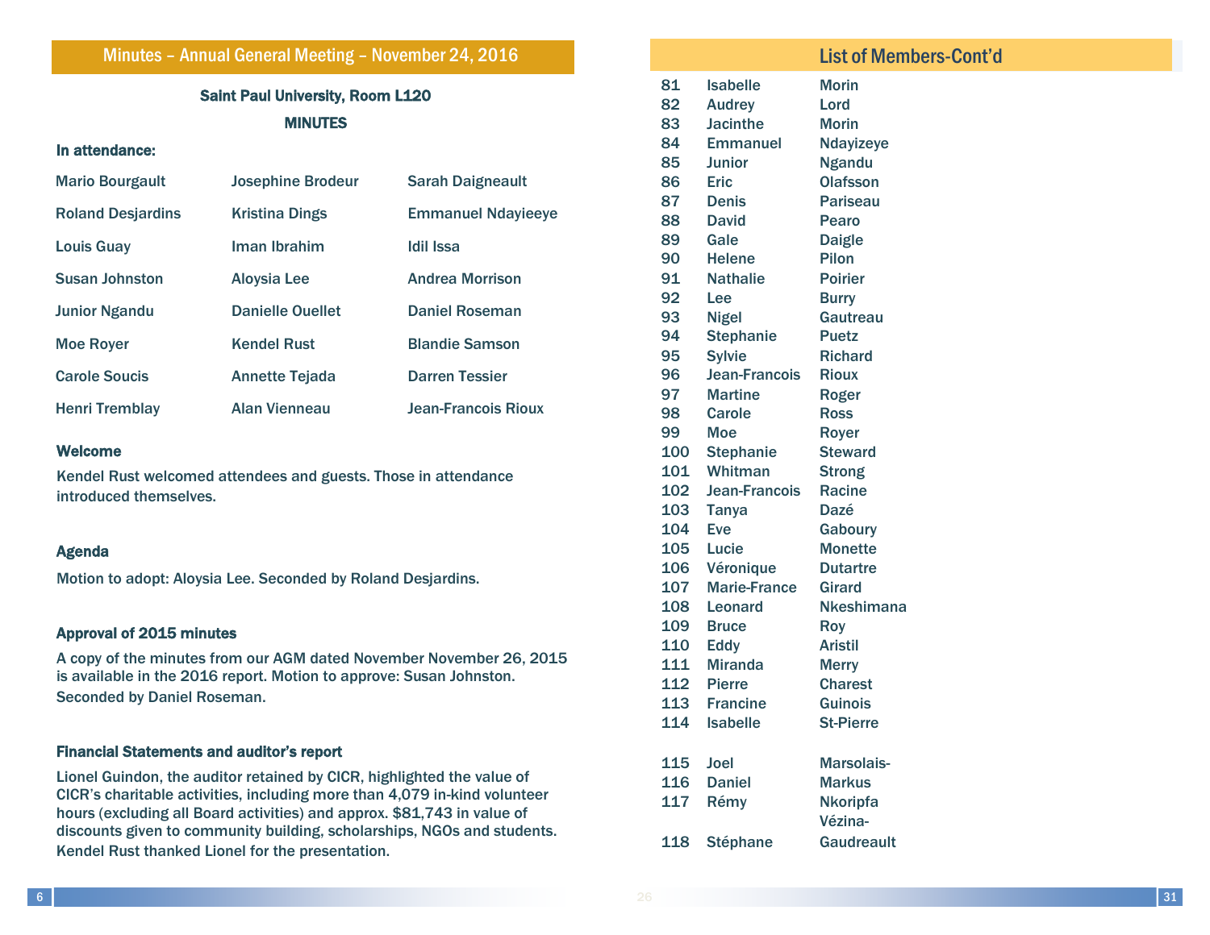## Minutes – Annual General Meeting – November 24, 2016

**Saint Paul University, Room L120**

**MINUTES**

**In attendance:**

| | | |
|---|---|---|
| Mario Bourgault | Josephine Brodeur | Sarah Daigneault |
| Roland Desjardins | Kristina Dings | Emmanuel Ndayieeye |
| Louis Guay | Iman Ibrahim | Idil Issa |
| Susan Johnston | Aloysia Lee | Andrea Morrison |
| Junior Ngandu | Danielle Ouellet | Daniel Roseman |
| Moe Royer | Kendel Rust | Blandie Samson |
| Carole Soucis | Annette Tejada | Darren Tessier |
| Henri Tremblay | Alan Vienneau | Jean-Francois Rioux |

### Welcome

Kendel Rust welcomed attendees and guests. Those in attendance introduced themselves.

### Agenda

Motion to adopt: Aloysia Lee. Seconded by Roland Desjardins.

### Approval of 2015 minutes

A copy of the minutes from our AGM dated November November 26, 2015 is available in the 2016 report. Motion to approve: Susan Johnston. Seconded by Daniel Roseman.

### Financial Statements and auditor's report

Lionel Guindon, the auditor retained by CICR, highlighted the value of CICR's charitable activities, including more than 4,079 in-kind volunteer hours (excluding all Board activities) and approx. $81,743 in value of discounts given to community building, scholarships, NGOs and students. Kendel Rust thanked Lionel for the presentation.

## List of Members-Cont'd

| | | |
|---|---|---|
| 81 | Isabelle | Morin |
| 82 | Audrey | Lord |
| 83 | Jacinthe | Morin |
| 84 | Emmanuel | Ndayizeye |
| 85 | Junior | Ngandu |
| 86 | Eric | Olafsson |
| 87 | Denis | Pariseau |
| 88 | David | Pearo |
| 89 | Gale | Daigle |
| 90 | Helene | Pilon |
| 91 | Nathalie | Poirier |
| 92 | Lee | Burry |
| 93 | Nigel | Gautreau |
| 94 | Stephanie | Puetz |
| 95 | Sylvie | Richard |
| 96 | Jean-Francois | Rioux |
| 97 | Martine | Roger |
| 98 | Carole | Ross |
| 99 | Moe | Royer |
| 100 | Stephanie | Steward |
| 101 | Whitman | Strong |
| 102 | Jean-Francois | Racine |
| 103 | Tanya | Dazé |
| 104 | Eve | Gaboury |
| 105 | Lucie | Monette |
| 106 | Véronique | Dutartre |
| 107 | Marie-France | Girard |
| 108 | Leonard | Nkeshimana |
| 109 | Bruce | Roy |
| 110 | Eddy | Aristil |
| 111 | Miranda | Merry |
| 112 | Pierre | Charest |
| 113 | Francine | Guinois |
| 114 | Isabelle | St-Pierre |
| 115 | Joel | Marsolais-Markus |
| 116 | Daniel | Nkoripfa |
| 117 | Rémy | Vézina-Gaudreault |
| 118 | Stéphane | |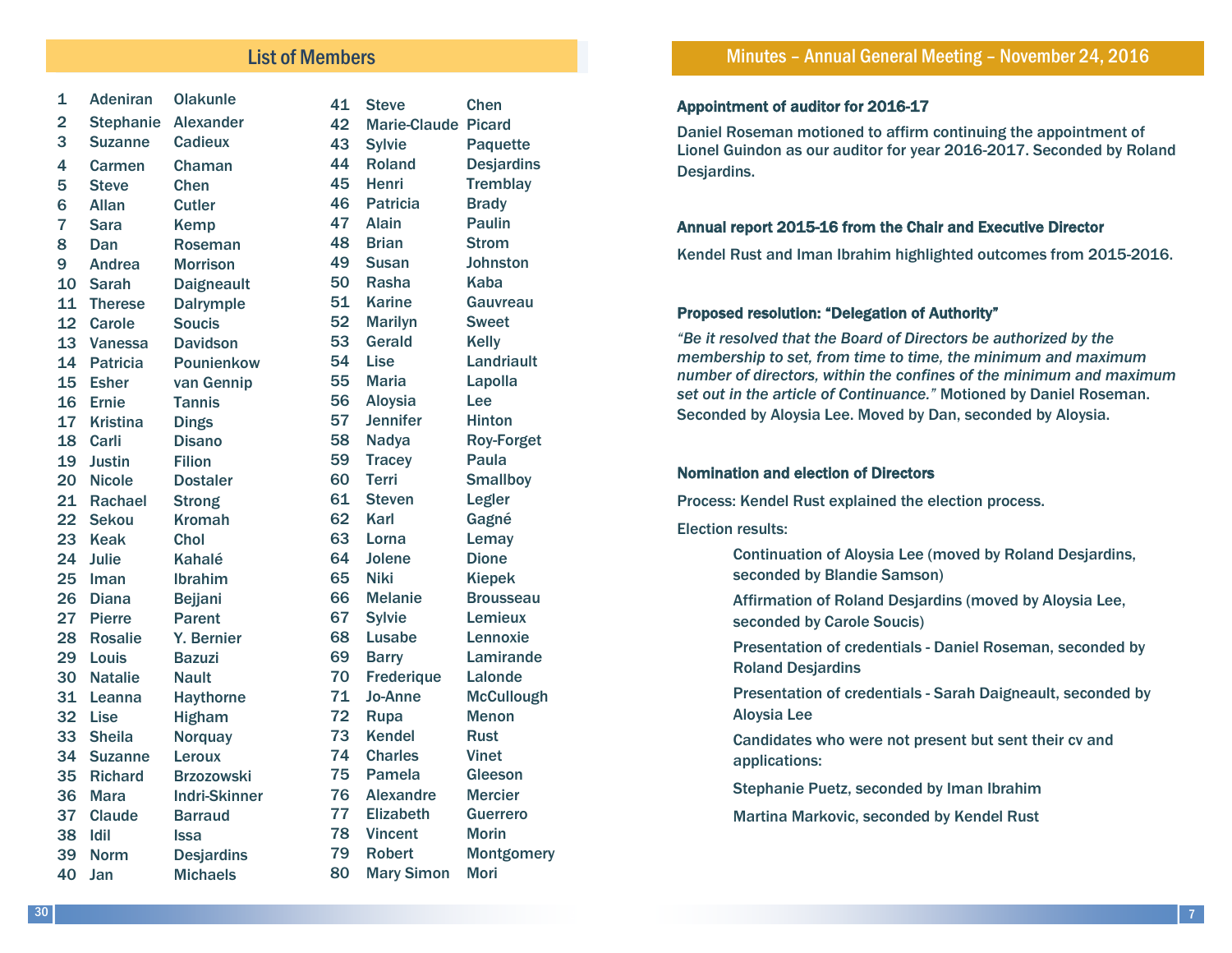## List of Members

| # | First Name | Last Name |
|---|---|---|
| 1 | Adeniran | Olakunle |
| 2 | Stephanie | Alexander |
| 3 | Suzanne | Cadieux |
| 4 | Carmen | Chaman |
| 5 | Steve | Chen |
| 6 | Allan | Cutler |
| 7 | Sara | Kemp |
| 8 | Dan | Roseman |
| 9 | Andrea | Morrison |
| 10 | Sarah | Daigneault |
| 11 | Therese | Dalrymple |
| 12 | Carole | Soucis |
| 13 | Vanessa | Davidson |
| 14 | Patricia | Pounienkow |
| 15 | Esher | van Gennip |
| 16 | Ernie | Tannis |
| 17 | Kristina | Dings |
| 18 | Carli | Disano |
| 19 | Justin | Filion |
| 20 | Nicole | Dostaler |
| 21 | Rachael | Strong |
| 22 | Sekou | Kromah |
| 23 | Keak | Chol |
| 24 | Julie | Kahalé |
| 25 | Iman | Ibrahim |
| 26 | Diana | Bejjani |
| 27 | Pierre | Parent |
| 28 | Rosalie | Y. Bernier |
| 29 | Louis | Bazuzi |
| 30 | Natalie | Nault |
| 31 | Leanna | Haythorne |
| 32 | Lise | Higham |
| 33 | Sheila | Norquay |
| 34 | Suzanne | Leroux |
| 35 | Richard | Brzozowski |
| 36 | Mara | Indri-Skinner |
| 37 | Claude | Barraud |
| 38 | Idil | Issa |
| 39 | Norm | Desjardins |
| 40 | Jan | Michaels |
| 41 | Steve | Chen |
| 42 | Marie-Claude | Picard |
| 43 | Sylvie | Paquette |
| 44 | Roland | Desjardins |
| 45 | Henri | Tremblay |
| 46 | Patricia | Brady |
| 47 | Alain | Paulin |
| 48 | Brian | Strom |
| 49 | Susan | Johnston |
| 50 | Rasha | Kaba |
| 51 | Karine | Gauvreau |
| 52 | Marilyn | Sweet |
| 53 | Gerald | Kelly |
| 54 | Lise | Landriault |
| 55 | Maria | Lapolla |
| 56 | Aloysia | Lee |
| 57 | Jennifer | Hinton |
| 58 | Nadya | Roy-Forget |
| 59 | Tracey | Paula |
| 60 | Terri | Smallboy |
| 61 | Steven | Legler |
| 62 | Karl | Gagné |
| 63 | Lorna | Lemay |
| 64 | Jolene | Dione |
| 65 | Niki | Kiepek |
| 66 | Melanie | Brousseau |
| 67 | Sylvie | Lemieux |
| 68 | Lusabe | Lennoxie |
| 69 | Barry | Lamirande |
| 70 | Frederique | Lalonde |
| 71 | Jo-Anne | McCullough |
| 72 | Rupa | Menon |
| 73 | Kendel | Rust |
| 74 | Charles | Vinet |
| 75 | Pamela | Gleeson |
| 76 | Alexandre | Mercier |
| 77 | Elizabeth | Guerrero |
| 78 | Vincent | Morin |
| 79 | Robert | Montgomery |
| 80 | Mary Simon | Mori |

## Minutes – Annual General Meeting – November 24, 2016

**Appointment of auditor for 2016-17**

Daniel Roseman motioned to affirm continuing the appointment of Lionel Guindon as our auditor for year 2016-2017. Seconded by Roland Desjardins.

**Annual report 2015-16 from the Chair and Executive Director**

Kendel Rust and Iman Ibrahim highlighted outcomes from 2015-2016.

**Proposed resolution: "Delegation of Authority"**

*"Be it resolved that the Board of Directors be authorized by the membership to set, from time to time, the minimum and maximum number of directors, within the confines of the minimum and maximum set out in the article of Continuance."* Motioned by Daniel Roseman. Seconded by Aloysia Lee. Moved by Dan, seconded by Aloysia.

**Nomination and election of Directors**

Process: Kendel Rust explained the election process.

Election results:

Continuation of Aloysia Lee (moved by Roland Desjardins, seconded by Blandie Samson)

Affirmation of Roland Desjardins (moved by Aloysia Lee, seconded by Carole Soucis)

Presentation of credentials - Daniel Roseman, seconded by Roland Desjardins

Presentation of credentials - Sarah Daigneault, seconded by Aloysia Lee

Candidates who were not present but sent their cv and applications:

Stephanie Puetz, seconded by Iman Ibrahim

Martina Markovic, seconded by Kendel Rust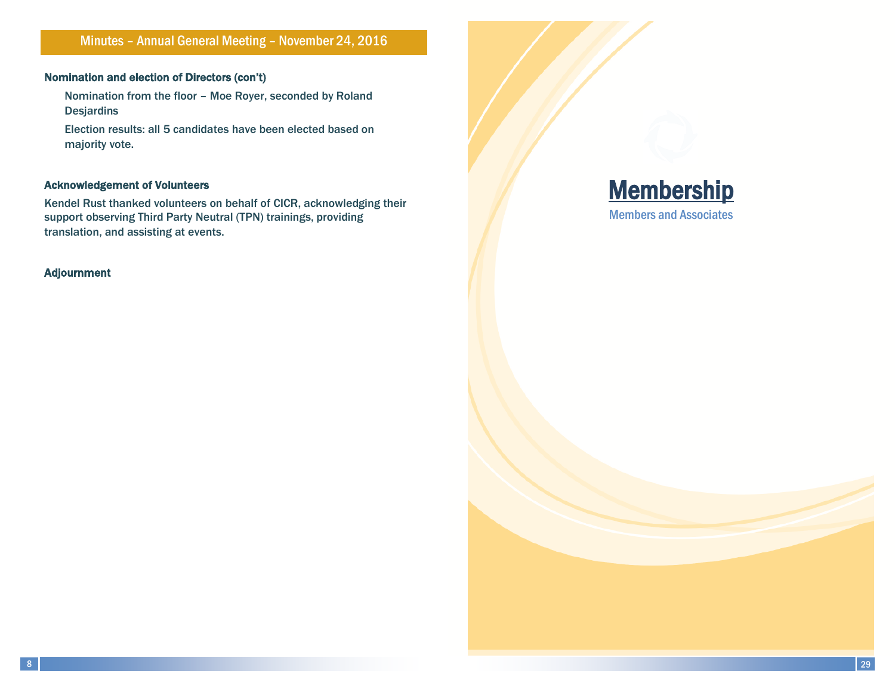## Minutes – Annual General Meeting – November 24, 2016

### Nomination and election of Directors (con't)

Nomination from the floor – Moe Royer, seconded by Roland Desjardins

Election results: all 5 candidates have been elected based on majority vote.

### Acknowledgement of Volunteers

Kendel Rust thanked volunteers on behalf of CICR, acknowledging their support observing Third Party Neutral (TPN) trainings, providing translation, and assisting at events.

### Adjournment

# Membership

Members and Associates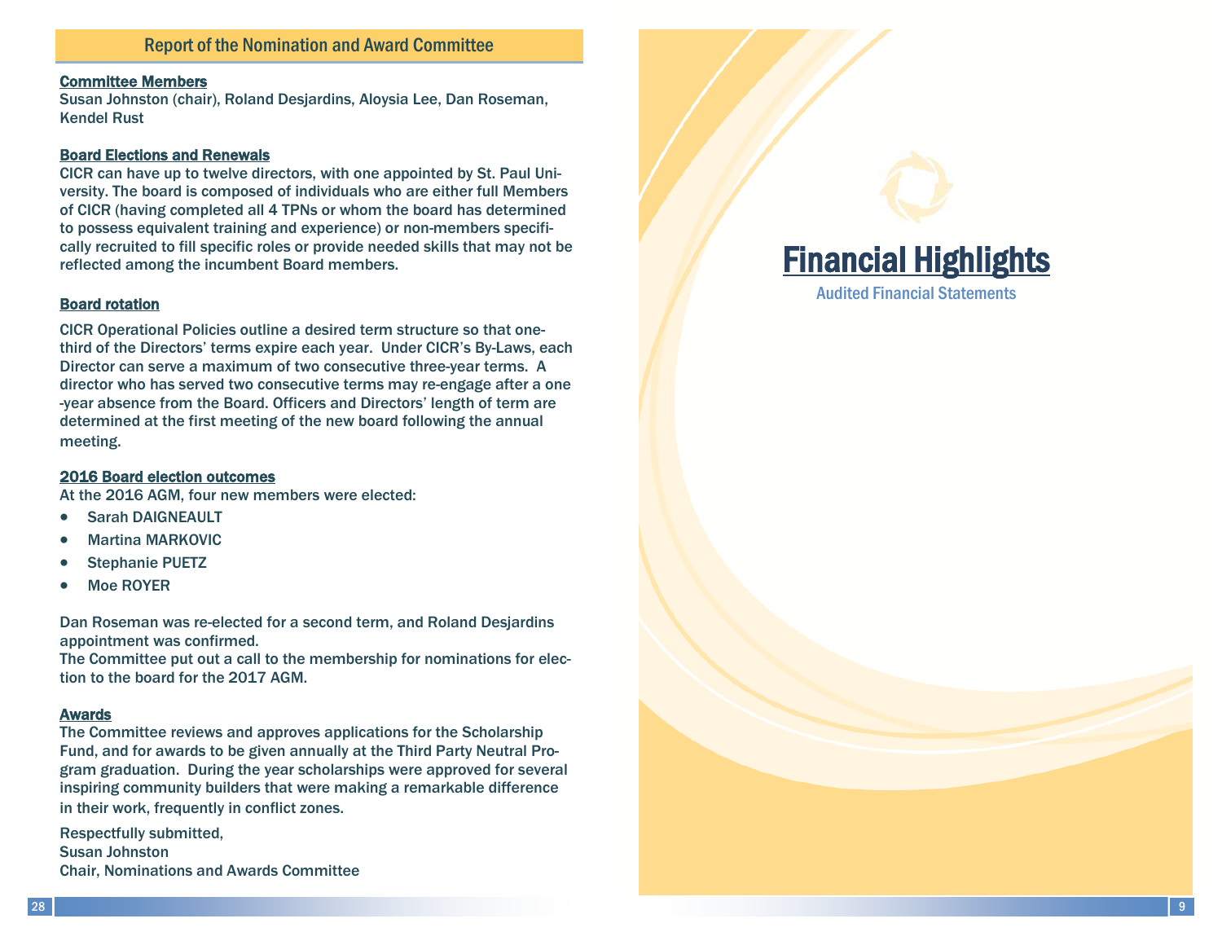## Report of the Nomination and Award Committee

**Committee Members**

Susan Johnston (chair), Roland Desjardins, Aloysia Lee, Dan Roseman, Kendel Rust

**Board Elections and Renewals**

CICR can have up to twelve directors, with one appointed by St. Paul University. The board is composed of individuals who are either full Members of CICR (having completed all 4 TPNs or whom the board has determined to possess equivalent training and experience) or non-members specifically recruited to fill specific roles or provide needed skills that may not be reflected among the incumbent Board members.

**Board rotation**

CICR Operational Policies outline a desired term structure so that one-third of the Directors' terms expire each year. Under CICR's By-Laws, each Director can serve a maximum of two consecutive three-year terms. A director who has served two consecutive terms may re-engage after a one-year absence from the Board. Officers and Directors' length of term are determined at the first meeting of the new board following the annual meeting.

**2016 Board election outcomes**

At the 2016 AGM, four new members were elected:

- Sarah DAIGNEAULT
- Martina MARKOVIC
- Stephanie PUETZ
- Moe ROYER

Dan Roseman was re-elected for a second term, and Roland Desjardins appointment was confirmed.

The Committee put out a call to the membership for nominations for election to the board for the 2017 AGM.

**Awards**

The Committee reviews and approves applications for the Scholarship Fund, and for awards to be given annually at the Third Party Neutral Program graduation. During the year scholarships were approved for several inspiring community builders that were making a remarkable difference in their work, frequently in conflict zones.

Respectfully submitted,
Susan Johnston
Chair, Nominations and Awards Committee

# Financial Highlights

Audited Financial Statements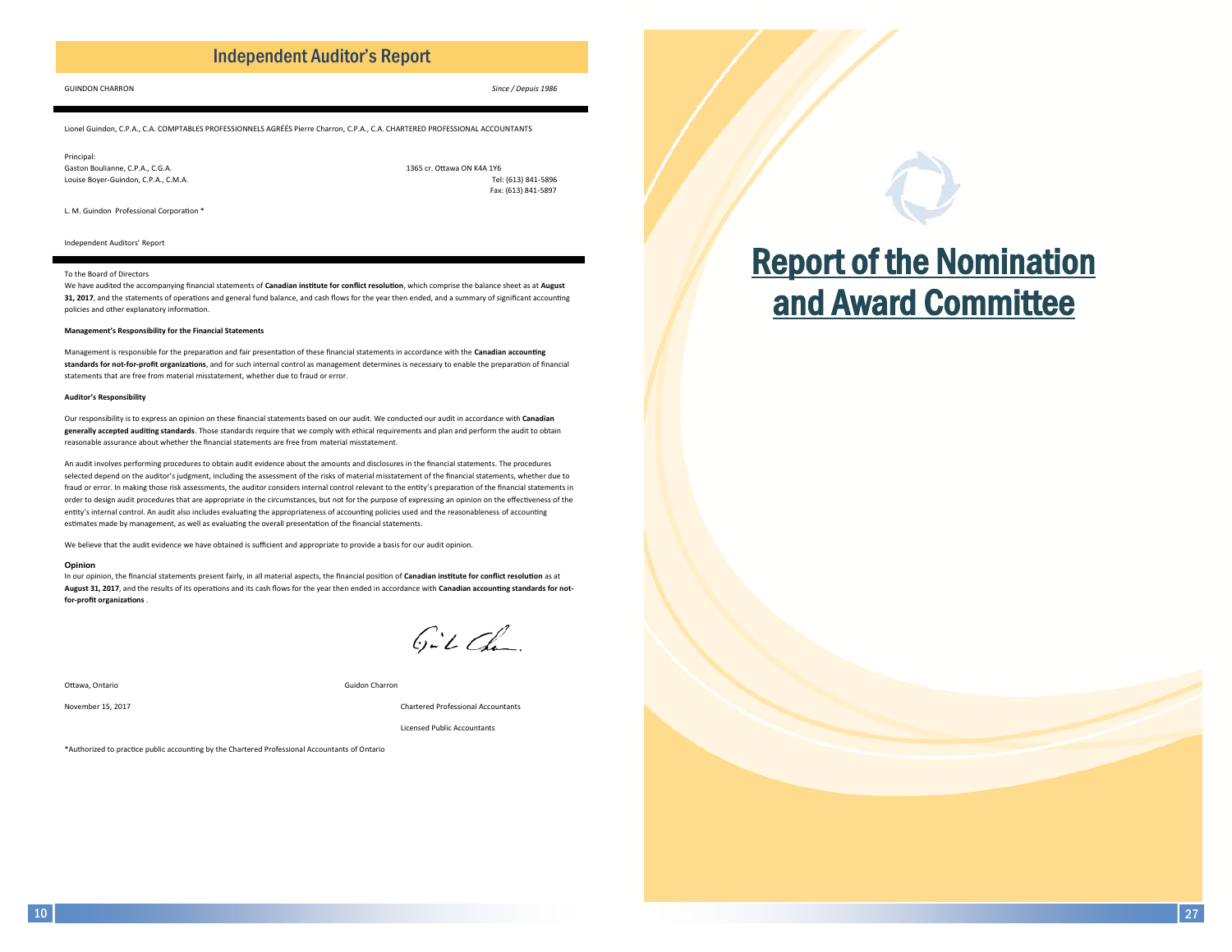# Independent Auditor's Report

GUINDON CHARRON *Since / Depuis 1986*

Lionel Guindon, C.P.A., C.A. COMPTABLES PROFESSIONNELS AGRÉÉS Pierre Charron, C.P.A., C.A. CHARTERED PROFESSIONAL ACCOUNTANTS

Principal:
Gaston Boulianne, C.P.A., C.G.A.
Louise Boyer-Guindon, C.P.A., C.M.A.

1365 cr. Ottawa ON K4A 1Y6
Tel: (613) 841-5896
Fax: (613) 841-5897

L. M. Guindon Professional Corporation *

Independent Auditors' Report

To the Board of Directors

We have audited the accompanying financial statements of **Canadian institute for conflict resolution**, which comprise the balance sheet as at **August 31, 2017**, and the statements of operations and general fund balance, and cash flows for the year then ended, and a summary of significant accounting policies and other explanatory information.

**Management's Responsibility for the Financial Statements**

Management is responsible for the preparation and fair presentation of these financial statements in accordance with the **Canadian accounting standards for not-for-profit organizations**, and for such internal control as management determines is necessary to enable the preparation of financial statements that are free from material misstatement, whether due to fraud or error.

**Auditor's Responsibility**

Our responsibility is to express an opinion on these financial statements based on our audit. We conducted our audit in accordance with **Canadian generally accepted auditing standards**. Those standards require that we comply with ethical requirements and plan and perform the audit to obtain reasonable assurance about whether the financial statements are free from material misstatement.

An audit involves performing procedures to obtain audit evidence about the amounts and disclosures in the financial statements. The procedures selected depend on the auditor's judgment, including the assessment of the risks of material misstatement of the financial statements, whether due to fraud or error. In making those risk assessments, the auditor considers internal control relevant to the entity's preparation of the financial statements in order to design audit procedures that are appropriate in the circumstances, but not for the purpose of expressing an opinion on the effectiveness of the entity's internal control. An audit also includes evaluating the appropriateness of accounting policies used and the reasonableness of accounting estimates made by management, as well as evaluating the overall presentation of the financial statements.

We believe that the audit evidence we have obtained is sufficient and appropriate to provide a basis for our audit opinion.

**Opinion**

In our opinion, the financial statements present fairly, in all material aspects, the financial position of **Canadian institute for conflict resolution** as at **August 31, 2017**, and the results of its operations and its cash flows for the year then ended in accordance with **Canadian accounting standards for not-for-profit organizations** .

Ottawa, Ontario

November 15, 2017

Guidon Charron

Chartered Professional Accountants

Licensed Public Accountants

*Authorized to practice public accounting by the Chartered Professional Accountants of Ontario

# Report of the Nomination and Award Committee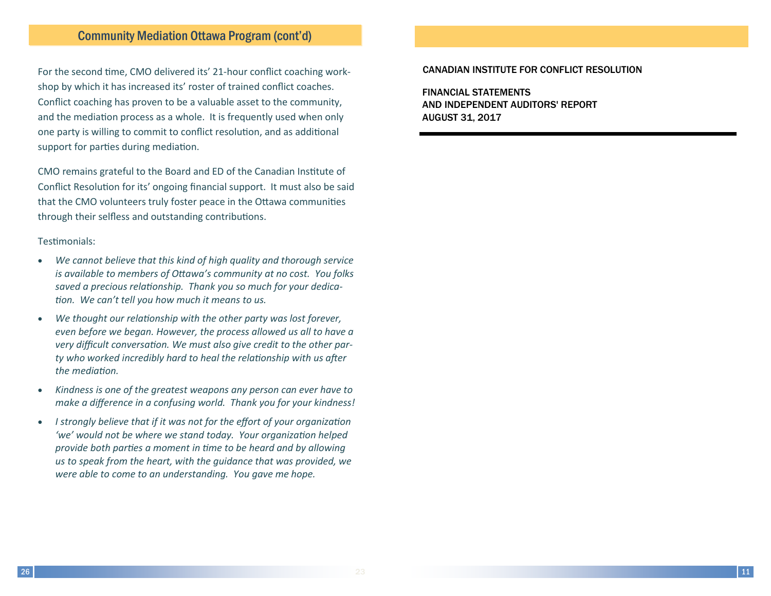## Community Mediation Ottawa Program (cont'd)

For the second time, CMO delivered its' 21-hour conflict coaching workshop by which it has increased its' roster of trained conflict coaches. Conflict coaching has proven to be a valuable asset to the community, and the mediation process as a whole. It is frequently used when only one party is willing to commit to conflict resolution, and as additional support for parties during mediation.

CMO remains grateful to the Board and ED of the Canadian Institute of Conflict Resolution for its' ongoing financial support. It must also be said that the CMO volunteers truly foster peace in the Ottawa communities through their selfless and outstanding contributions.

Testimonials:

- *We cannot believe that this kind of high quality and thorough service is available to members of Ottawa's community at no cost. You folks saved a precious relationship. Thank you so much for your dedication. We can't tell you how much it means to us.*
- *We thought our relationship with the other party was lost forever, even before we began. However, the process allowed us all to have a very difficult conversation. We must also give credit to the other party who worked incredibly hard to heal the relationship with us after the mediation.*
- *Kindness is one of the greatest weapons any person can ever have to make a difference in a confusing world. Thank you for your kindness!*
- *I strongly believe that if it was not for the effort of your organization 'we' would not be where we stand today. Your organization helped provide both parties a moment in time to be heard and by allowing us to speak from the heart, with the guidance that was provided, we were able to come to an understanding. You gave me hope.*

CANADIAN INSTITUTE FOR CONFLICT RESOLUTION

FINANCIAL STATEMENTS
AND INDEPENDENT AUDITORS' REPORT
AUGUST 31, 2017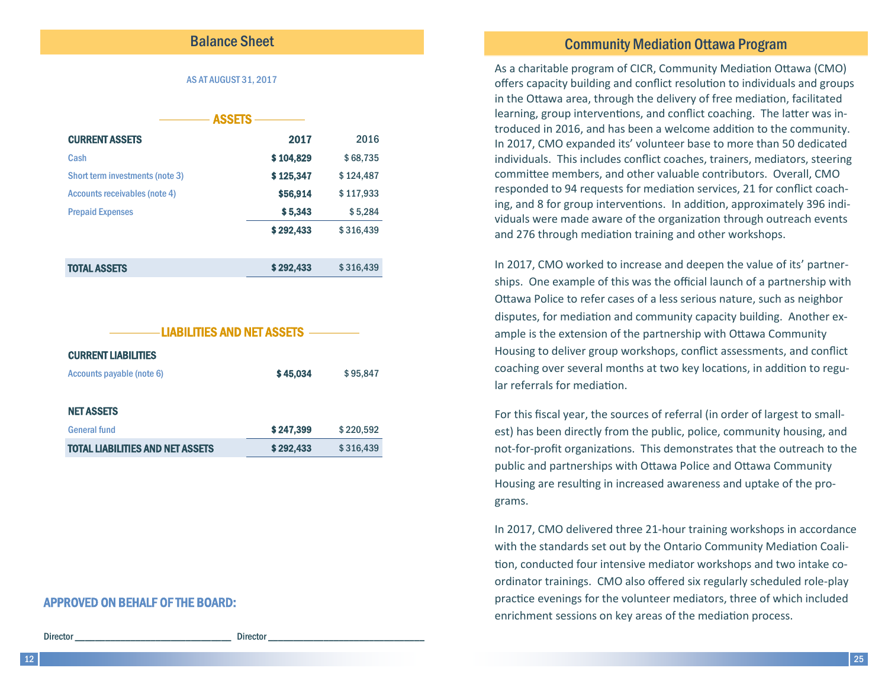## Balance Sheet

AS AT AUGUST 31, 2017

### ASSETS

| CURRENT ASSETS | 2017 | 2016 |
|---|---|---|
| Cash | $ 104,829 | $ 68,735 |
| Short term investments (note 3) | $ 125,347 | $ 124,487 |
| Accounts receivables (note 4) | $56,914 | $ 117,933 |
| Prepaid Expenses | $ 5,343 | $ 5,284 |
| | $ 292,433 | $ 316,439 |
| **TOTAL ASSETS** | $ 292,433 | $ 316,439 |

### LIABILITIES AND NET ASSETS

| | 2017 | 2016 |
|---|---|---|
| **CURRENT LIABILITIES** | | |
| Accounts payable (note 6) | $ 45,034 | $ 95,847 |
| **NET ASSETS** | | |
| General fund | $ 247,399 | $ 220,592 |
| **TOTAL LIABILITIES AND NET ASSETS** | $ 292,433 | $ 316,439 |

**APPROVED ON BEHALF OF THE BOARD:**

Director ______________________________ Director ______________________________

## Community Mediation Ottawa Program

As a charitable program of CICR, Community Mediation Ottawa (CMO) offers capacity building and conflict resolution to individuals and groups in the Ottawa area, through the delivery of free mediation, facilitated learning, group interventions, and conflict coaching. The latter was introduced in 2016, and has been a welcome addition to the community. In 2017, CMO expanded its' volunteer base to more than 50 dedicated individuals. This includes conflict coaches, trainers, mediators, steering committee members, and other valuable contributors. Overall, CMO responded to 94 requests for mediation services, 21 for conflict coaching, and 8 for group interventions. In addition, approximately 396 individuals were made aware of the organization through outreach events and 276 through mediation training and other workshops.

In 2017, CMO worked to increase and deepen the value of its' partnerships. One example of this was the official launch of a partnership with Ottawa Police to refer cases of a less serious nature, such as neighbor disputes, for mediation and community capacity building. Another example is the extension of the partnership with Ottawa Community Housing to deliver group workshops, conflict assessments, and conflict coaching over several months at two key locations, in addition to regular referrals for mediation.

For this fiscal year, the sources of referral (in order of largest to smallest) has been directly from the public, police, community housing, and not-for-profit organizations. This demonstrates that the outreach to the public and partnerships with Ottawa Police and Ottawa Community Housing are resulting in increased awareness and uptake of the programs.

In 2017, CMO delivered three 21-hour training workshops in accordance with the standards set out by the Ontario Community Mediation Coalition, conducted four intensive mediator workshops and two intake coordinator trainings. CMO also offered six regularly scheduled role-play practice evenings for the volunteer mediators, three of which included enrichment sessions on key areas of the mediation process.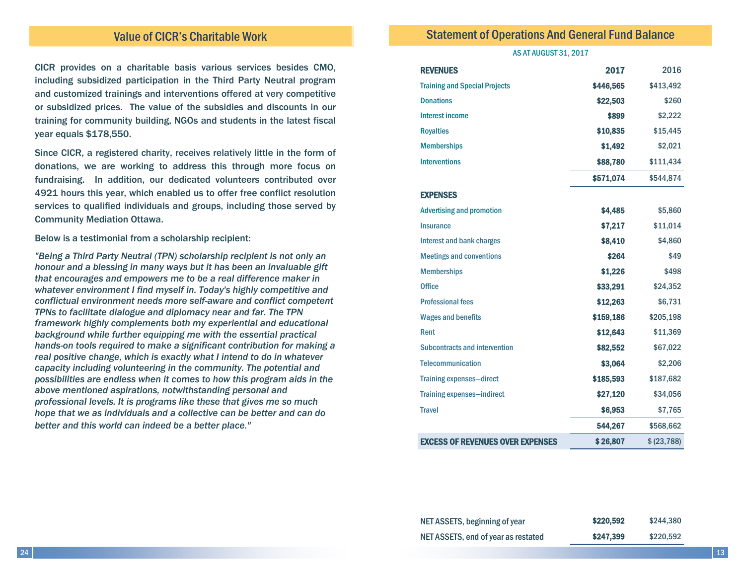## Value of CICR's Charitable Work

CICR provides on a charitable basis various services besides CMO, including subsidized participation in the Third Party Neutral program and customized trainings and interventions offered at very competitive or subsidized prices. The value of the subsidies and discounts in our training for community building, NGOs and students in the latest fiscal year equals $178,550.

Since CICR, a registered charity, receives relatively little in the form of donations, we are working to address this through more focus on fundraising. In addition, our dedicated volunteers contributed over 4921 hours this year, which enabled us to offer free conflict resolution services to qualified individuals and groups, including those served by Community Mediation Ottawa.

Below is a testimonial from a scholarship recipient:

*"Being a Third Party Neutral (TPN) scholarship recipient is not only an honour and a blessing in many ways but it has been an invaluable gift that encourages and empowers me to be a real difference maker in whatever environment I find myself in. Today's highly competitive and conflictual environment needs more self-aware and conflict competent TPNs to facilitate dialogue and diplomacy near and far. The TPN framework highly complements both my experiential and educational background while further equipping me with the essential practical hands-on tools required to make a significant contribution for making a real positive change, which is exactly what I intend to do in whatever capacity including volunteering in the community. The potential and possibilities are endless when it comes to how this program aids in the above mentioned aspirations, notwithstanding personal and professional levels. It is programs like these that gives me so much hope that we as individuals and a collective can be better and can do better and this world can indeed be a better place."*

## Statement of Operations And General Fund Balance

AS AT AUGUST 31, 2017

| REVENUES | 2017 | 2016 |
|---|---|---|
| Training and Special Projects | **$446,565** | $413,492 |
| Donations | **$22,503** | $260 |
| Interest income | **$899** | $2,222 |
| Royalties | **$10,835** | $15,445 |
| Memberships | **$1,492** | $2,021 |
| Interventions | **$88,780** | $111,434 |
| | **$571,074** | $544,874 |
| **EXPENSES** | | |
| Advertising and promotion | **$4,485** | $5,860 |
| Insurance | **$7,217** | $11,014 |
| Interest and bank charges | **$8,410** | $4,860 |
| Meetings and conventions | **$264** | $49 |
| Memberships | **$1,226** | $498 |
| Office | **$33,291** | $24,352 |
| Professional fees | **$12,263** | $6,731 |
| Wages and benefits | **$159,186** | $205,198 |
| Rent | **$12,643** | $11,369 |
| Subcontracts and intervention | **$82,552** | $67,022 |
| Telecommunication | **$3,064** | $2,206 |
| Training expenses—direct | **$185,593** | $187,682 |
| Training expenses—indirect | **$27,120** | $34,056 |
| Travel | **$6,953** | $7,765 |
| | **544,267** | $568,662 |
| **EXCESS OF REVENUES OVER EXPENSES** | **$ 26,807** | $ (23,788) |

| | | |
|---|---|---|
| NET ASSETS, beginning of year | **$220,592** | $244,380 |
| NET ASSETS, end of year as restated | **$247,399** | $220,592 |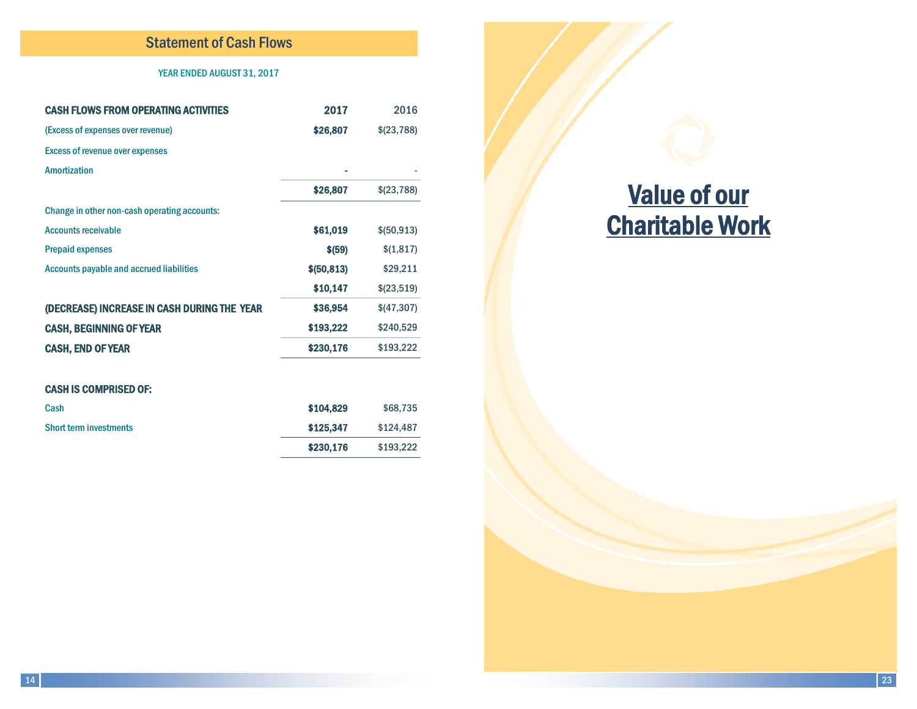## Statement of Cash Flows

YEAR ENDED AUGUST 31, 2017

| CASH FLOWS FROM OPERATING ACTIVITIES | 2017 | 2016 |
|---|---|---|
| (Excess of expenses over revenue) | $26,807 | $(23,788) |
| Excess of revenue over expenses | | |
| Amortization | - | - |
| | $26,807 | $(23,788) |
| Change in other non-cash operating accounts: | | |
| Accounts receivable | $61,019 | $(50,913) |
| Prepaid expenses | $(59) | $(1,817) |
| Accounts payable and accrued liabilities | $(50,813) | $29,211 |
| | $10,147 | $(23,519) |
| **(DECREASE) INCREASE IN CASH DURING THE YEAR** | $36,954 | $(47,307) |
| **CASH, BEGINNING OF YEAR** | $193,222 | $240,529 |
| **CASH, END OF YEAR** | $230,176 | $193,222 |

| CASH IS COMPRISED OF: | 2017 | 2016 |
|---|---|---|
| Cash | $104,829 | $68,735 |
| Short term investments | $125,347 | $124,487 |
| | $230,176 | $193,222 |

# Value of our Charitable Work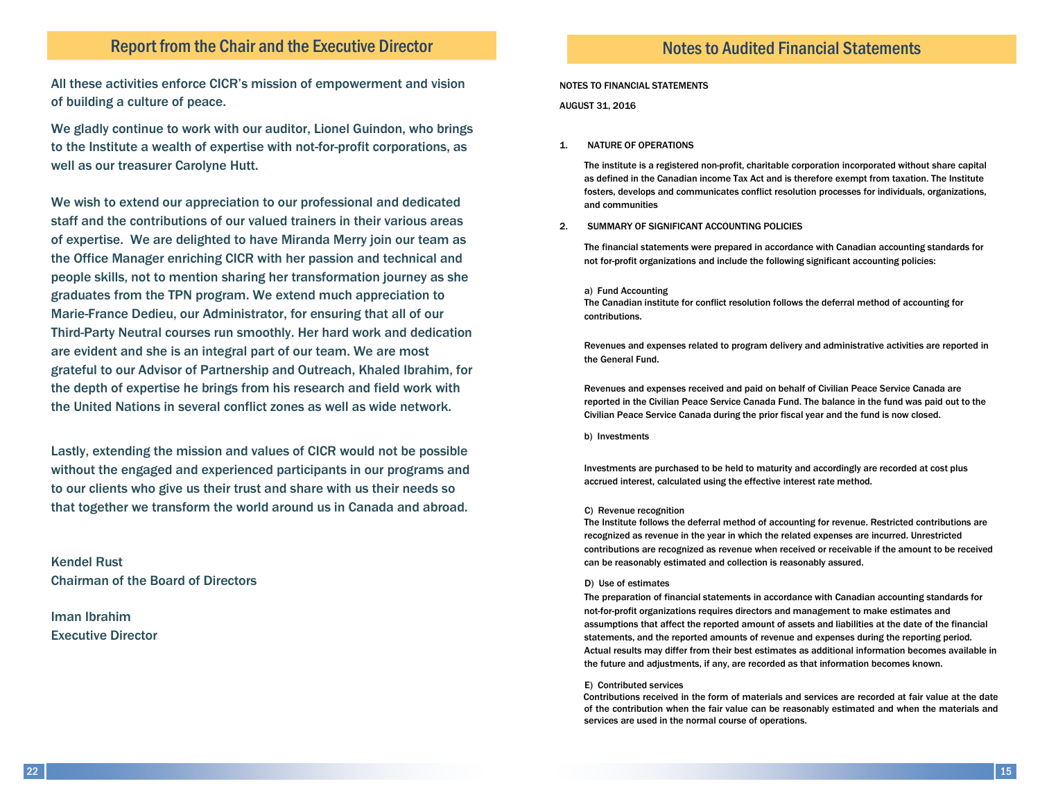## Report from the Chair and the Executive Director

All these activities enforce CICR's mission of empowerment and vision of building a culture of peace.

We gladly continue to work with our auditor, Lionel Guindon, who brings to the Institute a wealth of expertise with not-for-profit corporations, as well as our treasurer Carolyne Hutt.

We wish to extend our appreciation to our professional and dedicated staff and the contributions of our valued trainers in their various areas of expertise. We are delighted to have Miranda Merry join our team as the Office Manager enriching CICR with her passion and technical and people skills, not to mention sharing her transformation journey as she graduates from the TPN program. We extend much appreciation to Marie-France Dedieu, our Administrator, for ensuring that all of our Third-Party Neutral courses run smoothly. Her hard work and dedication are evident and she is an integral part of our team. We are most grateful to our Advisor of Partnership and Outreach, Khaled Ibrahim, for the depth of expertise he brings from his research and field work with the United Nations in several conflict zones as well as wide network.

Lastly, extending the mission and values of CICR would not be possible without the engaged and experienced participants in our programs and to our clients who give us their trust and share with us their needs so that together we transform the world around us in Canada and abroad.

Kendel Rust
Chairman of the Board of Directors

Iman Ibrahim
Executive Director

## Notes to Audited Financial Statements

NOTES TO FINANCIAL STATEMENTS

AUGUST 31, 2016

1. NATURE OF OPERATIONS

The institute is a registered non-profit, charitable corporation incorporated without share capital as defined in the Canadian income Tax Act and is therefore exempt from taxation. The Institute fosters, develops and communicates conflict resolution processes for individuals, organizations, and communities

2. SUMMARY OF SIGNIFICANT ACCOUNTING POLICIES

The financial statements were prepared in accordance with Canadian accounting standards for not for-profit organizations and include the following significant accounting policies:

a) Fund Accounting

The Canadian institute for conflict resolution follows the deferral method of accounting for contributions.

Revenues and expenses related to program delivery and administrative activities are reported in the General Fund.

Revenues and expenses received and paid on behalf of Civilian Peace Service Canada are reported in the Civilian Peace Service Canada Fund. The balance in the fund was paid out to the Civilian Peace Service Canada during the prior fiscal year and the fund is now closed.

b) Investments

Investments are purchased to be held to maturity and accordingly are recorded at cost plus accrued interest, calculated using the effective interest rate method.

C) Revenue recognition

The Institute follows the deferral method of accounting for revenue. Restricted contributions are recognized as revenue in the year in which the related expenses are incurred. Unrestricted contributions are recognized as revenue when received or receivable if the amount to be received can be reasonably estimated and collection is reasonably assured.

D) Use of estimates

The preparation of financial statements in accordance with Canadian accounting standards for not-for-profit organizations requires directors and management to make estimates and assumptions that affect the reported amount of assets and liabilities at the date of the financial statements, and the reported amounts of revenue and expenses during the reporting period. Actual results may differ from their best estimates as additional information becomes available in the future and adjustments, if any, are recorded as that information becomes known.

E) Contributed services

Contributions received in the form of materials and services are recorded at fair value at the date of the contribution when the fair value can be reasonably estimated and when the materials and services are used in the normal course of operations.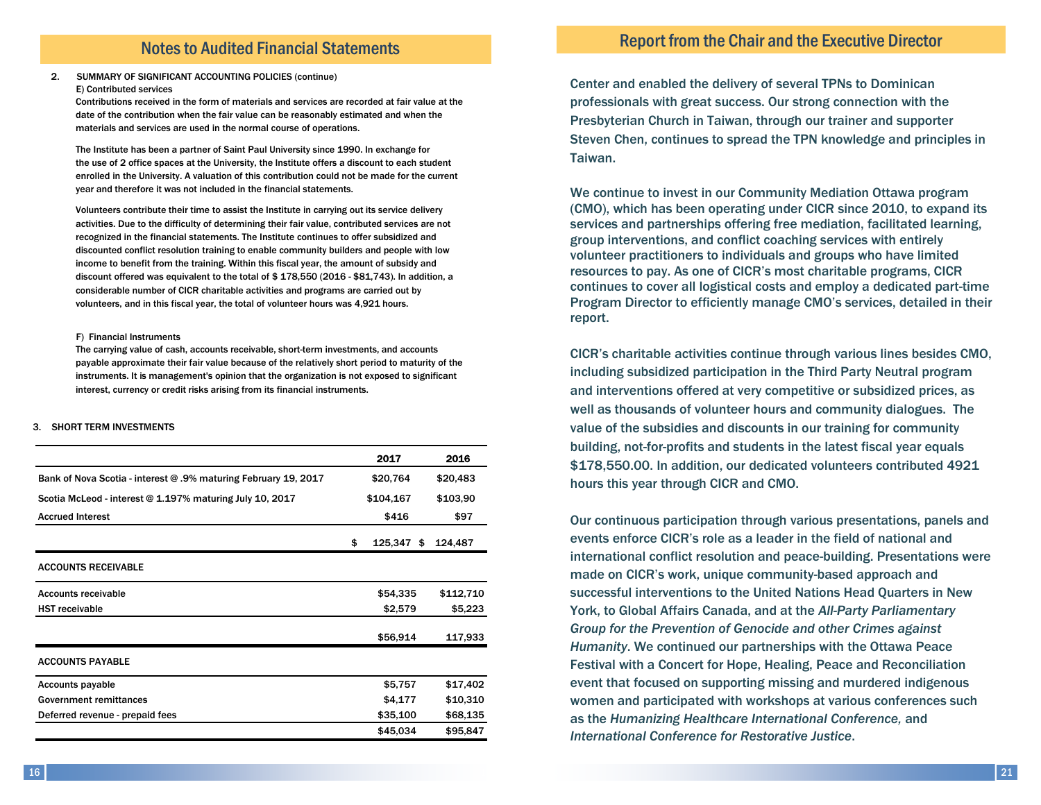## Notes to Audited Financial Statements

**2. SUMMARY OF SIGNIFICANT ACCOUNTING POLICIES** (continue)

**E) Contributed services**

Contributions received in the form of materials and services are recorded at fair value at the date of the contribution when the fair value can be reasonably estimated and when the materials and services are used in the normal course of operations.

The Institute has been a partner of Saint Paul University since 1990. In exchange for the use of 2 office spaces at the University, the Institute offers a discount to each student enrolled in the University. A valuation of this contribution could not be made for the current year and therefore it was not included in the financial statements.

Volunteers contribute their time to assist the Institute in carrying out its service delivery activities. Due to the difficulty of determining their fair value, contributed services are not recognized in the financial statements. The Institute continues to offer subsidized and discounted conflict resolution training to enable community builders and people with low income to benefit from the training. Within this fiscal year, the amount of subsidy and discount offered was equivalent to the total of $ 178,550 (2016 - $81,743). In addition, a considerable number of CICR charitable activities and programs are carried out by volunteers, and in this fiscal year, the total of volunteer hours was 4,921 hours.

**F) Financial Instruments**

The carrying value of cash, accounts receivable, short-term investments, and accounts payable approximate their fair value because of the relatively short period to maturity of the instruments. It is management's opinion that the organization is not exposed to significant interest, currency or credit risks arising from its financial instruments.

**3. SHORT TERM INVESTMENTS**

| | 2017 | 2016 |
|---|---|---|
| Bank of Nova Scotia - interest @ .9% maturing February 19, 2017 | $20,764 | $20,483 |
| Scotia McLeod - interest @ 1.197% maturing July 10, 2017 | $104,167 | $103,90 |
| Accrued Interest | $416 | $97 |
| | $ 125,347 | $ 124,487 |

**ACCOUNTS RECEIVABLE**

| | | |
|---|---|---|
| Accounts receivable | $54,335 | $112,710 |
| HST receivable | $2,579 | $5,223 |
| | $56,914 | 117,933 |

**ACCOUNTS PAYABLE**

| | | |
|---|---|---|
| Accounts payable | $5,757 | $17,402 |
| Government remittances | $4,177 | $10,310 |
| Deferred revenue - prepaid fees | $35,100 | $68,135 |
| | $45,034 | $95,847 |

## Report from the Chair and the Executive Director

Center and enabled the delivery of several TPNs to Dominican professionals with great success. Our strong connection with the Presbyterian Church in Taiwan, through our trainer and supporter Steven Chen, continues to spread the TPN knowledge and principles in Taiwan.

We continue to invest in our Community Mediation Ottawa program (CMO), which has been operating under CICR since 2010, to expand its services and partnerships offering free mediation, facilitated learning, group interventions, and conflict coaching services with entirely volunteer practitioners to individuals and groups who have limited resources to pay. As one of CICR's most charitable programs, CICR continues to cover all logistical costs and employ a dedicated part-time Program Director to efficiently manage CMO's services, detailed in their report.

CICR's charitable activities continue through various lines besides CMO, including subsidized participation in the Third Party Neutral program and interventions offered at very competitive or subsidized prices, as well as thousands of volunteer hours and community dialogues. The value of the subsidies and discounts in our training for community building, not-for-profits and students in the latest fiscal year equals $178,550.00. In addition, our dedicated volunteers contributed 4921 hours this year through CICR and CMO.

Our continuous participation through various presentations, panels and events enforce CICR's role as a leader in the field of national and international conflict resolution and peace-building. Presentations were made on CICR's work, unique community-based approach and successful interventions to the United Nations Head Quarters in New York, to Global Affairs Canada, and at the *All-Party Parliamentary Group for the Prevention of Genocide and other Crimes against Humanity*. We continued our partnerships with the Ottawa Peace Festival with a Concert for Hope, Healing, Peace and Reconciliation event that focused on supporting missing and murdered indigenous women and participated with workshops at various conferences such as the *Humanizing Healthcare International Conference,* and *International Conference for Restorative Justice*.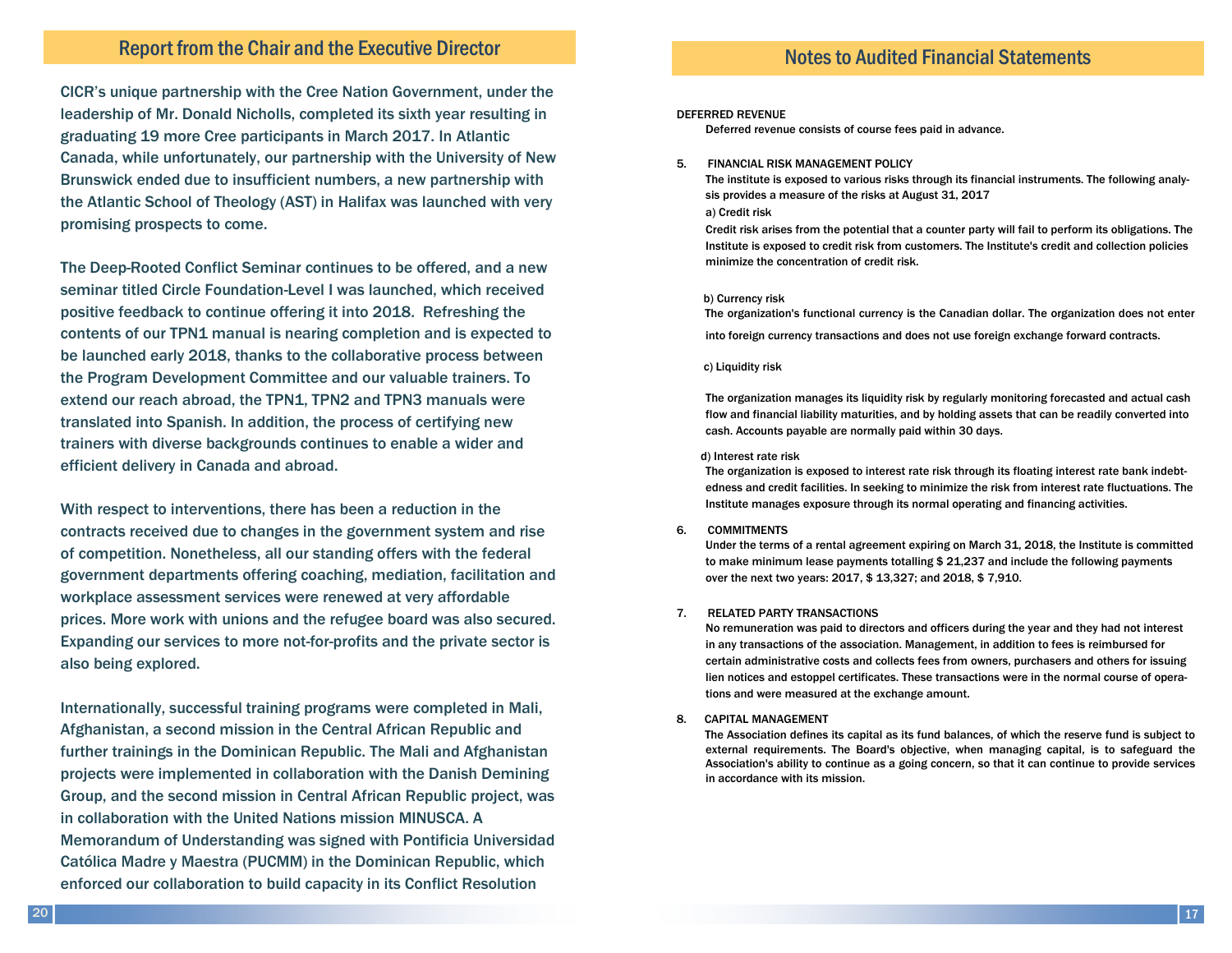## Report from the Chair and the Executive Director

CICR's unique partnership with the Cree Nation Government, under the leadership of Mr. Donald Nicholls, completed its sixth year resulting in graduating 19 more Cree participants in March 2017. In Atlantic Canada, while unfortunately, our partnership with the University of New Brunswick ended due to insufficient numbers, a new partnership with the Atlantic School of Theology (AST) in Halifax was launched with very promising prospects to come.

The Deep-Rooted Conflict Seminar continues to be offered, and a new seminar titled Circle Foundation-Level I was launched, which received positive feedback to continue offering it into 2018. Refreshing the contents of our TPN1 manual is nearing completion and is expected to be launched early 2018, thanks to the collaborative process between the Program Development Committee and our valuable trainers. To extend our reach abroad, the TPN1, TPN2 and TPN3 manuals were translated into Spanish. In addition, the process of certifying new trainers with diverse backgrounds continues to enable a wider and efficient delivery in Canada and abroad.

With respect to interventions, there has been a reduction in the contracts received due to changes in the government system and rise of competition. Nonetheless, all our standing offers with the federal government departments offering coaching, mediation, facilitation and workplace assessment services were renewed at very affordable prices. More work with unions and the refugee board was also secured. Expanding our services to more not-for-profits and the private sector is also being explored.

Internationally, successful training programs were completed in Mali, Afghanistan, a second mission in the Central African Republic and further trainings in the Dominican Republic. The Mali and Afghanistan projects were implemented in collaboration with the Danish Demining Group, and the second mission in Central African Republic project, was in collaboration with the United Nations mission MINUSCA. A Memorandum of Understanding was signed with Pontificia Universidad Católica Madre y Maestra (PUCMM) in the Dominican Republic, which enforced our collaboration to build capacity in its Conflict Resolution

## Notes to Audited Financial Statements

DEFERRED REVENUE

Deferred revenue consists of course fees paid in advance.

5. FINANCIAL RISK MANAGEMENT POLICY

The institute is exposed to various risks through its financial instruments. The following analysis provides a measure of the risks at August 31, 2017

a) Credit risk

Credit risk arises from the potential that a counter party will fail to perform its obligations. The Institute is exposed to credit risk from customers. The Institute's credit and collection policies minimize the concentration of credit risk.

b) Currency risk

The organization's functional currency is the Canadian dollar. The organization does not enter into foreign currency transactions and does not use foreign exchange forward contracts.

c) Liquidity risk

The organization manages its liquidity risk by regularly monitoring forecasted and actual cash flow and financial liability maturities, and by holding assets that can be readily converted into cash. Accounts payable are normally paid within 30 days.

d) Interest rate risk

The organization is exposed to interest rate risk through its floating interest rate bank indebtedness and credit facilities. In seeking to minimize the risk from interest rate fluctuations. The Institute manages exposure through its normal operating and financing activities.

6. COMMITMENTS

Under the terms of a rental agreement expiring on March 31, 2018, the Institute is committed to make minimum lease payments totalling $ 21,237 and include the following payments over the next two years: 2017, $ 13,327; and 2018, $ 7,910.

7. RELATED PARTY TRANSACTIONS

No remuneration was paid to directors and officers during the year and they had not interest in any transactions of the association. Management, in addition to fees is reimbursed for certain administrative costs and collects fees from owners, purchasers and others for issuing lien notices and estoppel certificates. These transactions were in the normal course of operations and were measured at the exchange amount.

8. CAPITAL MANAGEMENT

The Association defines its capital as its fund balances, of which the reserve fund is subject to external requirements. The Board's objective, when managing capital, is to safeguard the Association's ability to continue as a going concern, so that it can continue to provide services in accordance with its mission.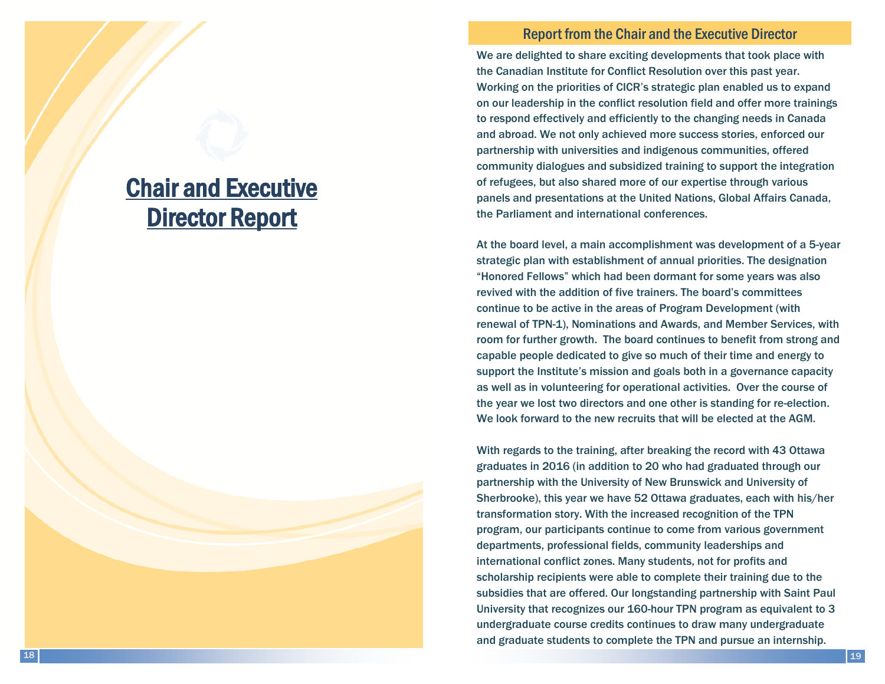# Chair and Executive Director Report

## Report from the Chair and the Executive Director

We are delighted to share exciting developments that took place with the Canadian Institute for Conflict Resolution over this past year. Working on the priorities of CICR's strategic plan enabled us to expand on our leadership in the conflict resolution field and offer more trainings to respond effectively and efficiently to the changing needs in Canada and abroad. We not only achieved more success stories, enforced our partnership with universities and indigenous communities, offered community dialogues and subsidized training to support the integration of refugees, but also shared more of our expertise through various panels and presentations at the United Nations, Global Affairs Canada, the Parliament and international conferences.

At the board level, a main accomplishment was development of a 5-year strategic plan with establishment of annual priorities. The designation "Honored Fellows" which had been dormant for some years was also revived with the addition of five trainers. The board's committees continue to be active in the areas of Program Development (with renewal of TPN-1), Nominations and Awards, and Member Services, with room for further growth. The board continues to benefit from strong and capable people dedicated to give so much of their time and energy to support the Institute's mission and goals both in a governance capacity as well as in volunteering for operational activities. Over the course of the year we lost two directors and one other is standing for re-election. We look forward to the new recruits that will be elected at the AGM.

With regards to the training, after breaking the record with 43 Ottawa graduates in 2016 (in addition to 20 who had graduated through our partnership with the University of New Brunswick and University of Sherbrooke), this year we have 52 Ottawa graduates, each with his/her transformation story. With the increased recognition of the TPN program, our participants continue to come from various government departments, professional fields, community leaderships and international conflict zones. Many students, not for profits and scholarship recipients were able to complete their training due to the subsidies that are offered. Our longstanding partnership with Saint Paul University that recognizes our 160-hour TPN program as equivalent to 3 undergraduate course credits continues to draw many undergraduate and graduate students to complete the TPN and pursue an internship.